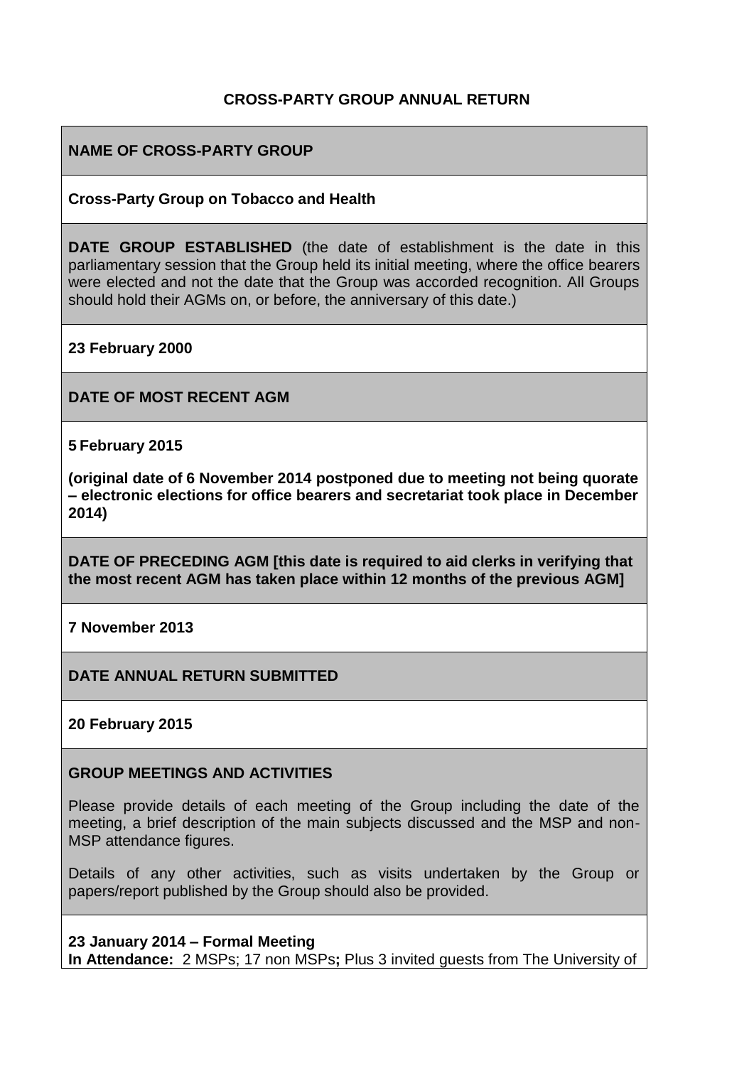# CROSS-PARTY GROUP ANNUAL RETURN

## NAME OF CROSS-PARTY GROUP

**Cross-Party Group on Tobacco and Health**

## DATE GROUP ESTABLISHED

**DATE GROUP ESTABLISHED** (the date of establishment is the date in this parliamentary session that the Group held its initial meeting, where the office bearers were elected and not the date that the Group was accorded recognition. All Groups should hold their AGMs on, or before, the anniversary of this date.)

**23 February 2000**

## DATE OF MOST RECENT AGM

**5 February 2015**

**(original date of 6 November 2014 postponed due to meeting not being quorate – electronic elections for office bearers and secretariat took place in December 2014)**

## DATE OF PRECEDING AGM

**DATE OF PRECEDING AGM [this date is required to aid clerks in verifying that the most recent AGM has taken place within 12 months of the previous AGM]**

**7 November 2013**

## DATE ANNUAL RETURN SUBMITTED

**20 February 2015**

## GROUP MEETINGS AND ACTIVITIES

Please provide details of each meeting of the Group including the date of the meeting, a brief description of the main subjects discussed and the MSP and non-MSP attendance figures.

Details of any other activities, such as visits undertaken by the Group or papers/report published by the Group should also be provided.

**23 January 2014 – Formal Meeting**
**In Attendance:** 2 MSPs; 17 non MSPs**;** Plus 3 invited guests from The University of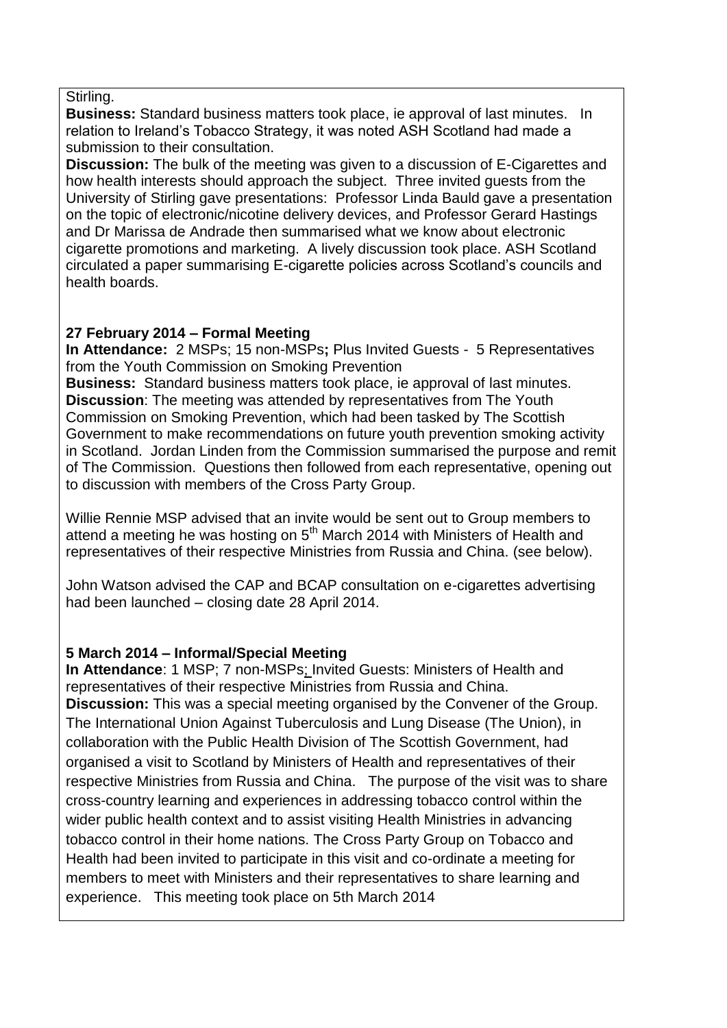Stirling.

**Business:** Standard business matters took place, ie approval of last minutes. In relation to Ireland's Tobacco Strategy, it was noted ASH Scotland had made a submission to their consultation.

**Discussion:** The bulk of the meeting was given to a discussion of E-Cigarettes and how health interests should approach the subject. Three invited guests from the University of Stirling gave presentations: Professor Linda Bauld gave a presentation on the topic of electronic/nicotine delivery devices, and Professor Gerard Hastings and Dr Marissa de Andrade then summarised what we know about electronic cigarette promotions and marketing. A lively discussion took place. ASH Scotland circulated a paper summarising E-cigarette policies across Scotland's councils and health boards.

**27 February 2014 – Formal Meeting**

**In Attendance:** 2 MSPs; 15 non-MSPs**;** Plus Invited Guests - 5 Representatives from the Youth Commission on Smoking Prevention

**Business:** Standard business matters took place, ie approval of last minutes.

**Discussion**: The meeting was attended by representatives from The Youth Commission on Smoking Prevention, which had been tasked by The Scottish Government to make recommendations on future youth prevention smoking activity in Scotland. Jordan Linden from the Commission summarised the purpose and remit of The Commission. Questions then followed from each representative, opening out to discussion with members of the Cross Party Group.

Willie Rennie MSP advised that an invite would be sent out to Group members to attend a meeting he was hosting on 5th March 2014 with Ministers of Health and representatives of their respective Ministries from Russia and China. (see below).

John Watson advised the CAP and BCAP consultation on e-cigarettes advertising had been launched – closing date 28 April 2014.

**5 March 2014 – Informal/Special Meeting**

**In Attendance**: 1 MSP; 7 non-MSPs; Invited Guests: Ministers of Health and representatives of their respective Ministries from Russia and China.

**Discussion:** This was a special meeting organised by the Convener of the Group. The International Union Against Tuberculosis and Lung Disease (The Union), in collaboration with the Public Health Division of The Scottish Government, had organised a visit to Scotland by Ministers of Health and representatives of their respective Ministries from Russia and China. The purpose of the visit was to share cross-country learning and experiences in addressing tobacco control within the wider public health context and to assist visiting Health Ministries in advancing tobacco control in their home nations. The Cross Party Group on Tobacco and Health had been invited to participate in this visit and co-ordinate a meeting for members to meet with Ministers and their representatives to share learning and experience. This meeting took place on 5th March 2014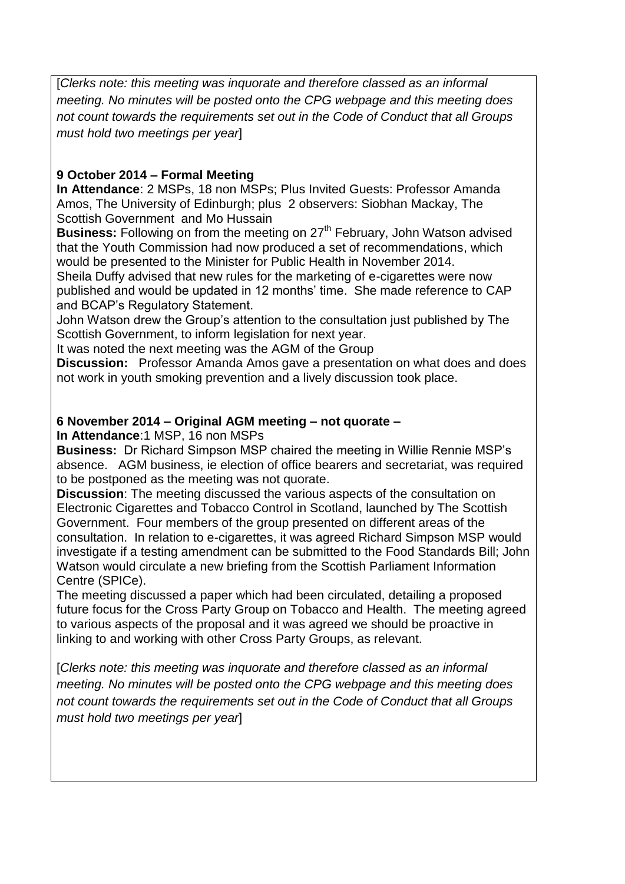[*Clerks note: this meeting was inquorate and therefore classed as an informal meeting. No minutes will be posted onto the CPG webpage and this meeting does not count towards the requirements set out in the Code of Conduct that all Groups must hold two meetings per year*]

**9 October 2014 – Formal Meeting**

**In Attendance**: 2 MSPs, 18 non MSPs; Plus Invited Guests: Professor Amanda Amos, The University of Edinburgh; plus 2 observers: Siobhan Mackay, The Scottish Government and Mo Hussain

**Business:** Following on from the meeting on 27th February, John Watson advised that the Youth Commission had now produced a set of recommendations, which would be presented to the Minister for Public Health in November 2014.

Sheila Duffy advised that new rules for the marketing of e-cigarettes were now published and would be updated in 12 months' time. She made reference to CAP and BCAP's Regulatory Statement.

John Watson drew the Group's attention to the consultation just published by The Scottish Government, to inform legislation for next year.

It was noted the next meeting was the AGM of the Group

**Discussion:** Professor Amanda Amos gave a presentation on what does and does not work in youth smoking prevention and a lively discussion took place.

**6 November 2014 – Original AGM meeting – not quorate –**

**In Attendance**:1 MSP, 16 non MSPs

**Business:** Dr Richard Simpson MSP chaired the meeting in Willie Rennie MSP's absence. AGM business, ie election of office bearers and secretariat, was required to be postponed as the meeting was not quorate.

**Discussion**: The meeting discussed the various aspects of the consultation on Electronic Cigarettes and Tobacco Control in Scotland, launched by The Scottish Government. Four members of the group presented on different areas of the consultation. In relation to e-cigarettes, it was agreed Richard Simpson MSP would investigate if a testing amendment can be submitted to the Food Standards Bill; John Watson would circulate a new briefing from the Scottish Parliament Information Centre (SPICe).

The meeting discussed a paper which had been circulated, detailing a proposed future focus for the Cross Party Group on Tobacco and Health. The meeting agreed to various aspects of the proposal and it was agreed we should be proactive in linking to and working with other Cross Party Groups, as relevant.

[*Clerks note: this meeting was inquorate and therefore classed as an informal meeting. No minutes will be posted onto the CPG webpage and this meeting does not count towards the requirements set out in the Code of Conduct that all Groups must hold two meetings per year*]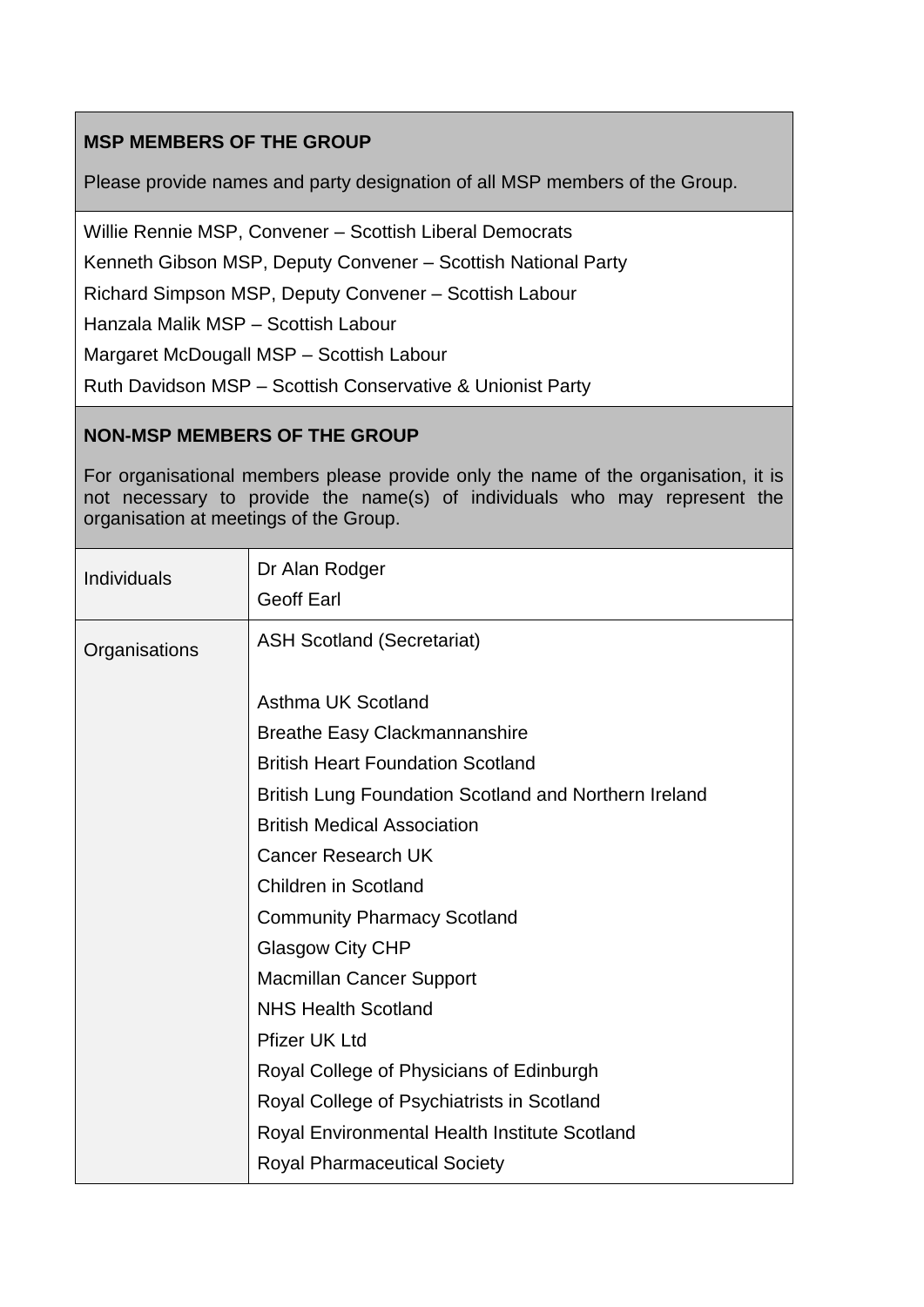**MSP MEMBERS OF THE GROUP**

Please provide names and party designation of all MSP members of the Group.

Willie Rennie MSP, Convener – Scottish Liberal Democrats

Kenneth Gibson MSP, Deputy Convener – Scottish National Party

Richard Simpson MSP, Deputy Convener – Scottish Labour

Hanzala Malik MSP – Scottish Labour

Margaret McDougall MSP – Scottish Labour

Ruth Davidson MSP – Scottish Conservative & Unionist Party

**NON-MSP MEMBERS OF THE GROUP**

For organisational members please provide only the name of the organisation, it is not necessary to provide the name(s) of individuals who may represent the organisation at meetings of the Group.

| | |
|---|---|
| Individuals | Dr Alan Rodger<br>Geoff Earl |
| Organisations | ASH Scotland (Secretariat)<br><br>Asthma UK Scotland<br>Breathe Easy Clackmannanshire<br>British Heart Foundation Scotland<br>British Lung Foundation Scotland and Northern Ireland<br>British Medical Association<br>Cancer Research UK<br>Children in Scotland<br>Community Pharmacy Scotland<br>Glasgow City CHP<br>Macmillan Cancer Support<br>NHS Health Scotland<br>Pfizer UK Ltd<br>Royal College of Physicians of Edinburgh<br>Royal College of Psychiatrists in Scotland<br>Royal Environmental Health Institute Scotland<br>Royal Pharmaceutical Society |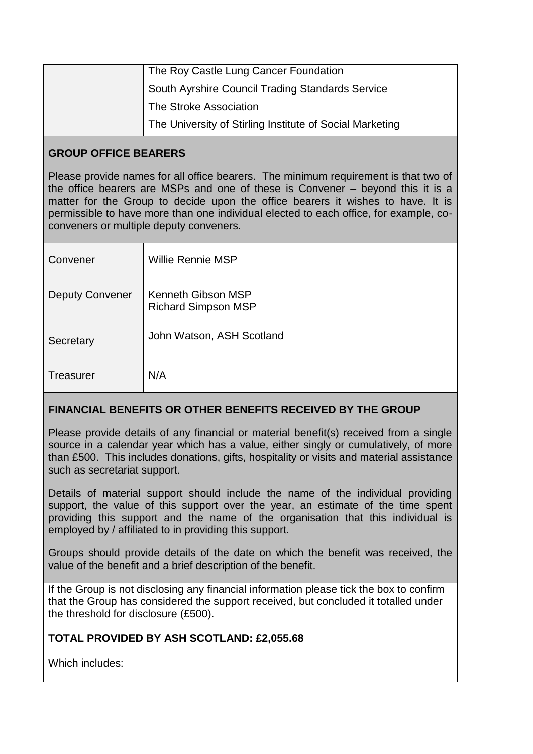| | |
|---|---|
| | The Roy Castle Lung Cancer Foundation<br>South Ayrshire Council Trading Standards Service<br>The Stroke Association<br>The University of Stirling Institute of Social Marketing |

**GROUP OFFICE BEARERS**

Please provide names for all office bearers. The minimum requirement is that two of the office bearers are MSPs and one of these is Convener – beyond this it is a matter for the Group to decide upon the office bearers it wishes to have. It is permissible to have more than one individual elected to each office, for example, co-conveners or multiple deputy conveners.

| | |
|---|---|
| Convener | Willie Rennie MSP |
| Deputy Convener | Kenneth Gibson MSP<br>Richard Simpson MSP |
| Secretary | John Watson, ASH Scotland |
| Treasurer | N/A |

**FINANCIAL BENEFITS OR OTHER BENEFITS RECEIVED BY THE GROUP**

Please provide details of any financial or material benefit(s) received from a single source in a calendar year which has a value, either singly or cumulatively, of more than £500. This includes donations, gifts, hospitality or visits and material assistance such as secretariat support.

Details of material support should include the name of the individual providing support, the value of this support over the year, an estimate of the time spent providing this support and the name of the organisation that this individual is employed by / affiliated to in providing this support.

Groups should provide details of the date on which the benefit was received, the value of the benefit and a brief description of the benefit.

If the Group is not disclosing any financial information please tick the box to confirm that the Group has considered the support received, but concluded it totalled under the threshold for disclosure (£500). ☐

**TOTAL PROVIDED BY ASH SCOTLAND: £2,055.68**

Which includes: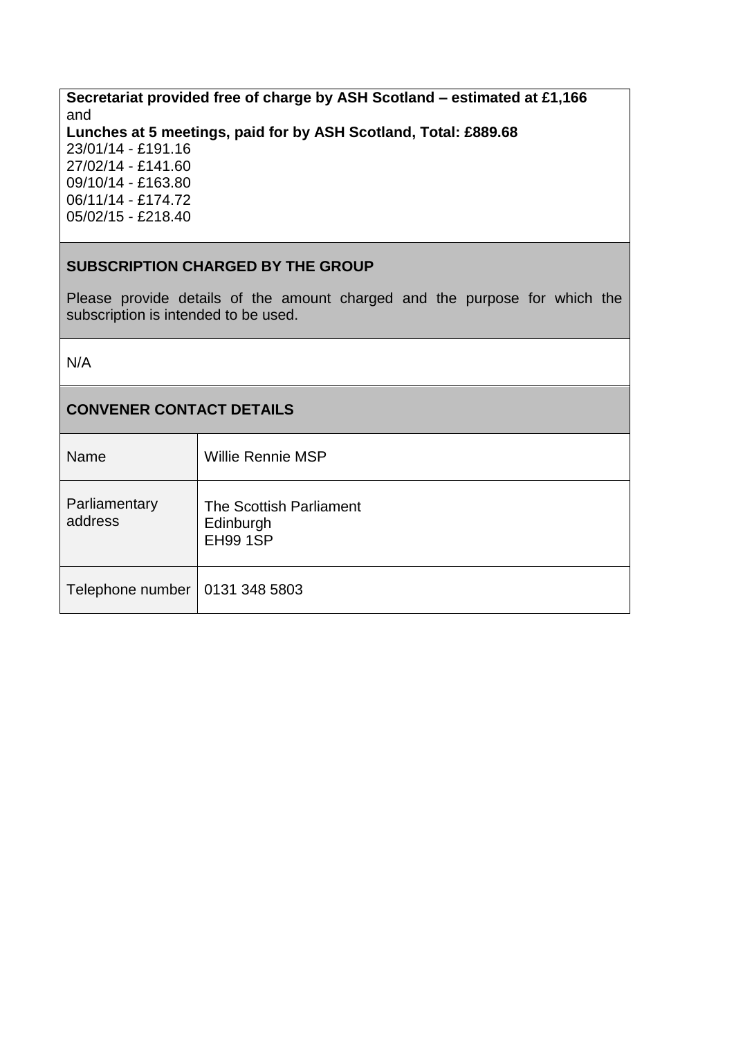**Secretariat provided free of charge by ASH Scotland – estimated at £1,166**
and
**Lunches at 5 meetings, paid for by ASH Scotland, Total: £889.68**
23/01/14 - £191.16
27/02/14 - £141.60
09/10/14 - £163.80
06/11/14 - £174.72
05/02/15 - £218.40

## SUBSCRIPTION CHARGED BY THE GROUP

Please provide details of the amount charged and the purpose for which the subscription is intended to be used.

N/A

## CONVENER CONTACT DETAILS

| | |
|---|---|
| Name | Willie Rennie MSP |
| Parliamentary address | The Scottish Parliament<br>Edinburgh<br>EH99 1SP |
| Telephone number | 0131 348 5803 |